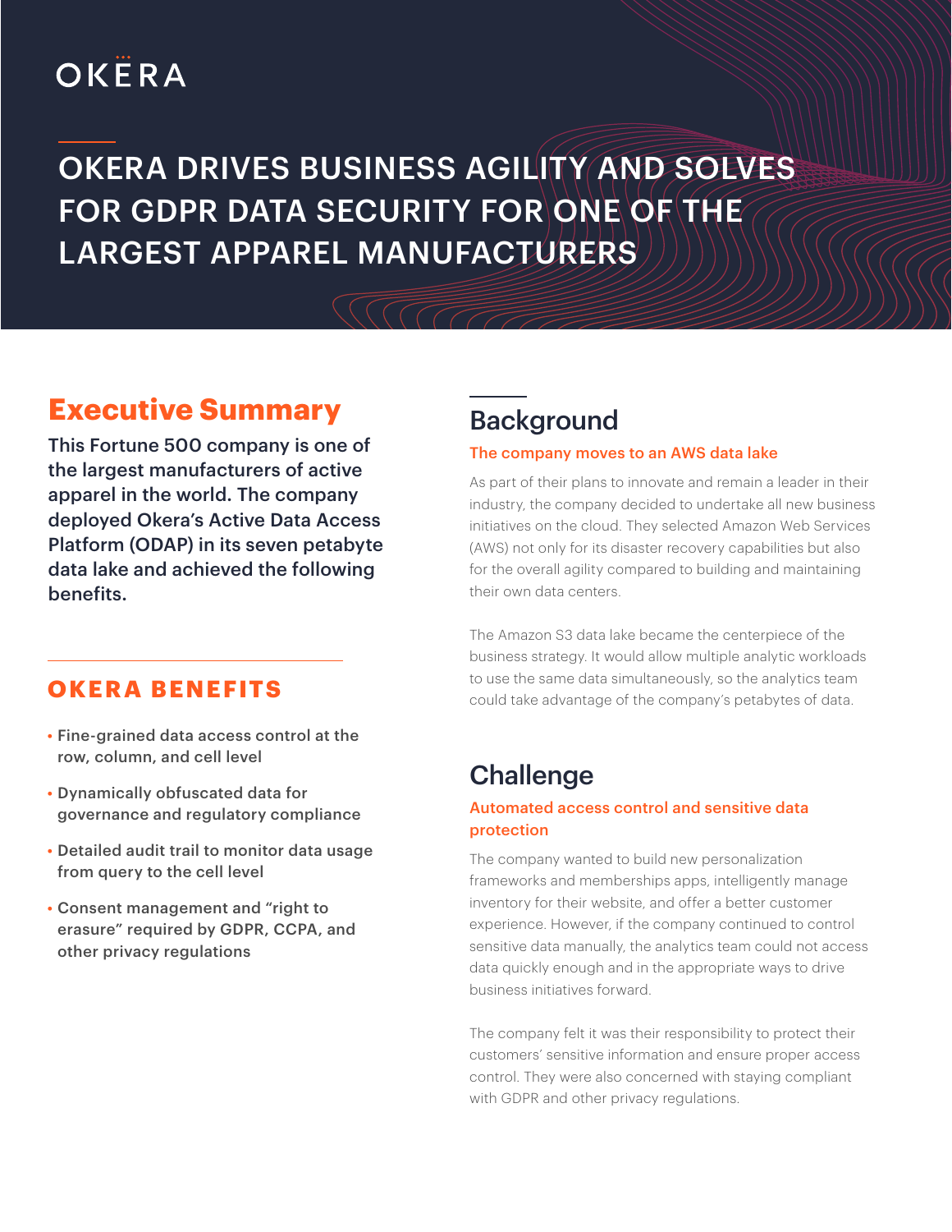OKERA

# OKERA DRIVES BUSINESS AGILITY AND SOLVES FOR GDPR DATA SECURITY FOR ONE OF THE LARGEST APPAREL MANUFACTURERS

## Executive Summary

**This Fortune 500 company is one of the largest manufacturers of active apparel in the world. The company deployed Okera's Active Data Access Platform (ODAP) in its seven petabyte data lake and achieved the following benefits.**

### OKERA BENEFITS

- Fine-grained data access control at the row, column, and cell level
- Dynamically obfuscated data for governance and regulatory compliance
- Detailed audit trail to monitor data usage from query to the cell level
- Consent management and "right to erasure" required by GDPR, CCPA, and other privacy regulations

## Background

### The company moves to an AWS data lake

As part of their plans to innovate and remain a leader in their industry, the company decided to undertake all new business initiatives on the cloud. They selected Amazon Web Services (AWS) not only for its disaster recovery capabilities but also for the overall agility compared to building and maintaining their own data centers.

The Amazon S3 data lake became the centerpiece of the business strategy. It would allow multiple analytic workloads to use the same data simultaneously, so the analytics team could take advantage of the company's petabytes of data.

## Challenge

### Automated access control and sensitive data protection

The company wanted to build new personalization frameworks and memberships apps, intelligently manage inventory for their website, and offer a better customer experience. However, if the company continued to control sensitive data manually, the analytics team could not access data quickly enough and in the appropriate ways to drive business initiatives forward.

The company felt it was their responsibility to protect their customers' sensitive information and ensure proper access control. They were also concerned with staying compliant with GDPR and other privacy regulations.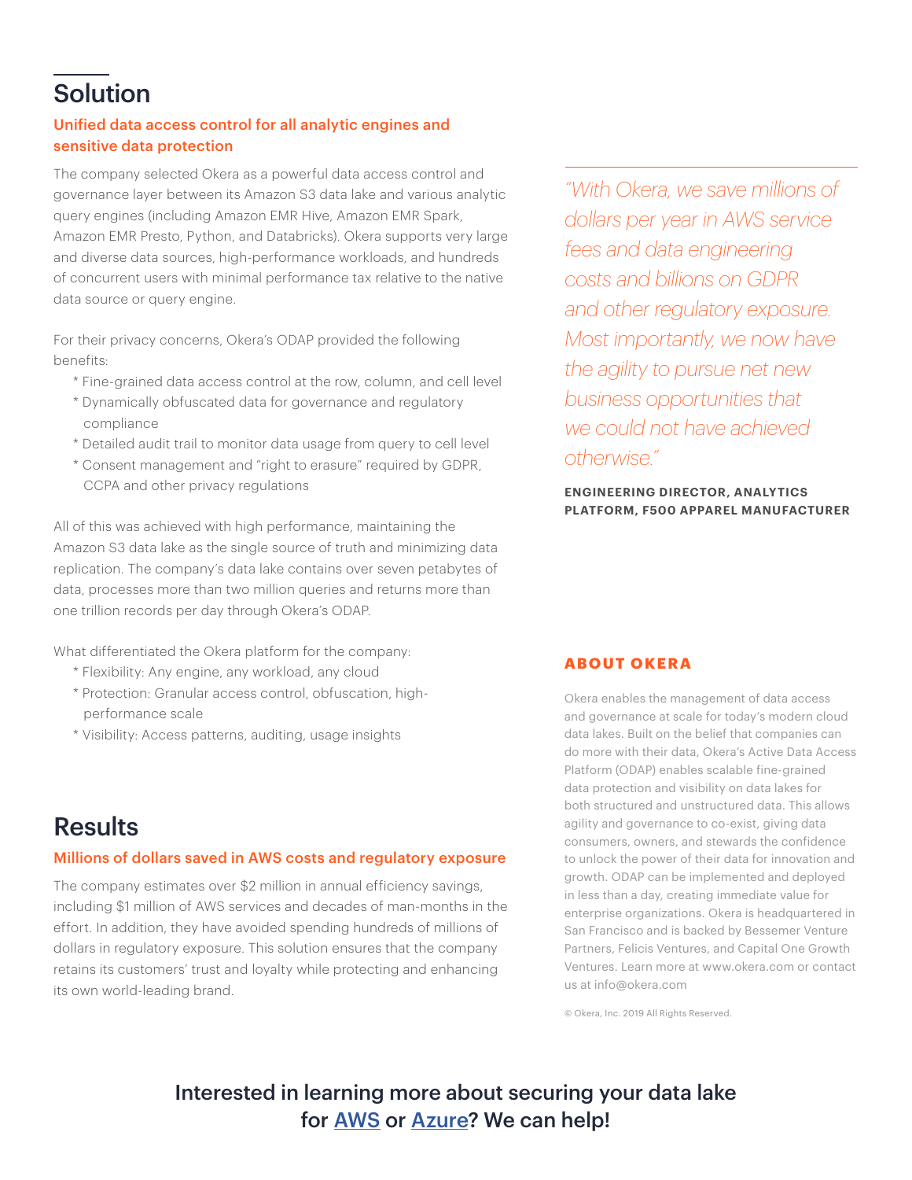## Solution

### Unified data access control for all analytic engines and sensitive data protection

The company selected Okera as a powerful data access control and governance layer between its Amazon S3 data lake and various analytic query engines (including Amazon EMR Hive, Amazon EMR Spark, Amazon EMR Presto, Python, and Databricks). Okera supports very large and diverse data sources, high-performance workloads, and hundreds of concurrent users with minimal performance tax relative to the native data source or query engine.

For their privacy concerns, Okera's ODAP provided the following benefits:

* Fine-grained data access control at the row, column, and cell level
* Dynamically obfuscated data for governance and regulatory compliance
* Detailed audit trail to monitor data usage from query to cell level
* Consent management and "right to erasure" required by GDPR, CCPA and other privacy regulations

All of this was achieved with high performance, maintaining the Amazon S3 data lake as the single source of truth and minimizing data replication. The company's data lake contains over seven petabytes of data, processes more than two million queries and returns more than one trillion records per day through Okera's ODAP.

What differentiated the Okera platform for the company:

* Flexibility: Any engine, any workload, any cloud
* Protection: Granular access control, obfuscation, high-performance scale
* Visibility: Access patterns, auditing, usage insights

## Results

### Millions of dollars saved in AWS costs and regulatory exposure

The company estimates over $2 million in annual efficiency savings, including $1 million of AWS services and decades of man-months in the effort. In addition, they have avoided spending hundreds of millions of dollars in regulatory exposure. This solution ensures that the company retains its customers' trust and loyalty while protecting and enhancing its own world-leading brand.

> *"With Okera, we save millions of dollars per year in AWS service fees and data engineering costs and billions on GDPR and other regulatory exposure. Most importantly, we now have the agility to pursue net new business opportunities that we could not have achieved otherwise."*
>
> **ENGINEERING DIRECTOR, ANALYTICS PLATFORM, F500 APPAREL MANUFACTURER**

### ABOUT OKERA

Okera enables the management of data access and governance at scale for today's modern cloud data lakes. Built on the belief that companies can do more with their data, Okera's Active Data Access Platform (ODAP) enables scalable fine-grained data protection and visibility on data lakes for both structured and unstructured data. This allows agility and governance to co-exist, giving data consumers, owners, and stewards the confidence to unlock the power of their data for innovation and growth. ODAP can be implemented and deployed in less than a day, creating immediate value for enterprise organizations. Okera is headquartered in San Francisco and is backed by Bessemer Venture Partners, Felicis Ventures, and Capital One Growth Ventures. Learn more at www.okera.com or contact us at info@okera.com

© Okera, Inc. 2019 All Rights Reserved.

**Interested in learning more about securing your data lake for AWS or Azure? We can help!**